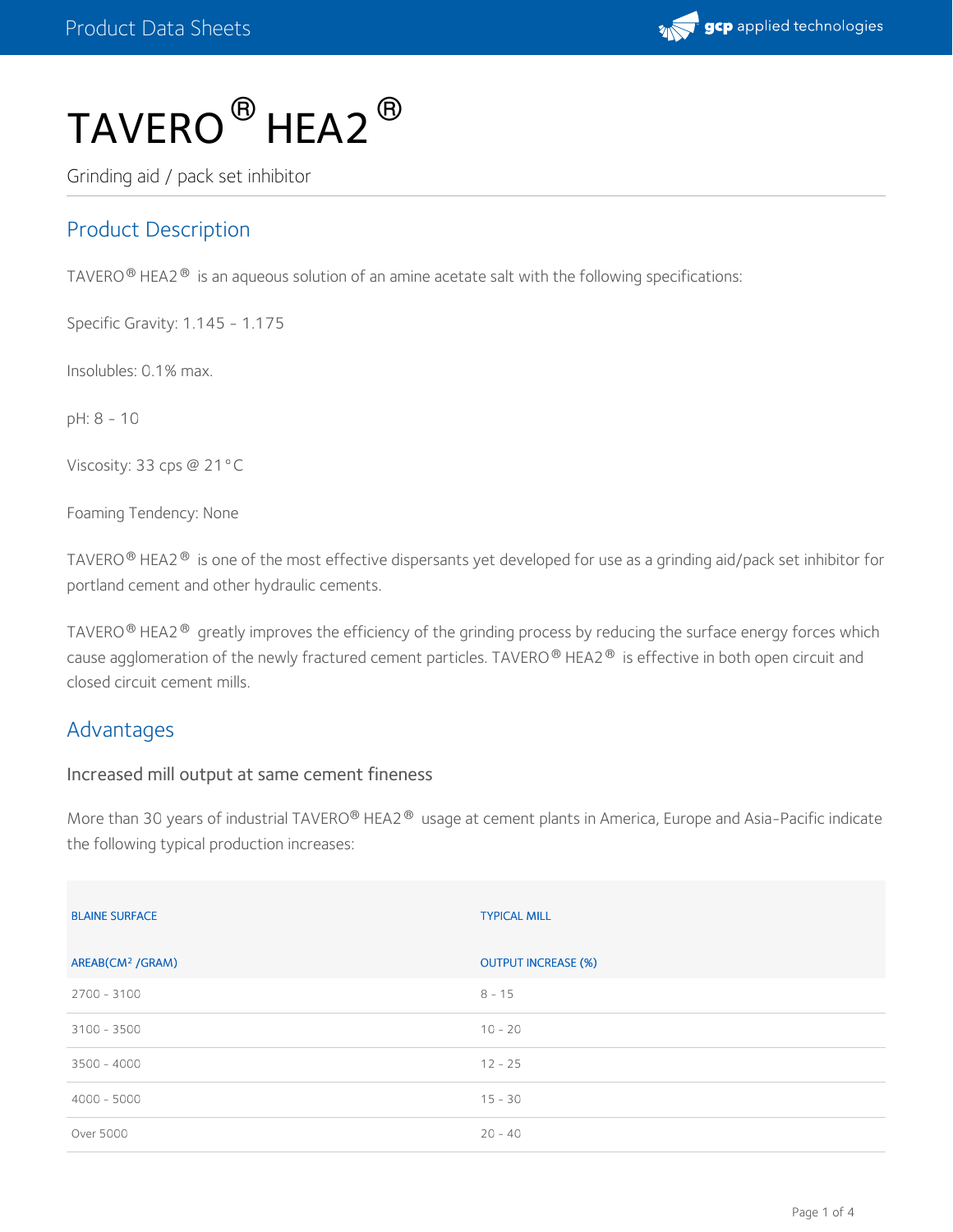# TAVERO® HEA2®

Grinding aid / pack set inhibitor

## Product Description

TAVERO® HEA2® is an aqueous solution of an amine acetate salt with the following specifications:

Specific Gravity: 1.145 - 1.175

Insolubles: 0.1% max.

pH: 8 - 10

Viscosity: 33 cps @ 21°C

Foaming Tendency: None

TAVERO® HEA2® is one of the most effective dispersants yet developed for use as a grinding aid/pack set inhibitor for portland cement and other hydraulic cements.

TAVERO® HEA2® greatly improves the efficiency of the grinding process by reducing the surface energy forces which cause agglomeration of the newly fractured cement particles. TAVERO® HEA2® is effective in both open circuit and closed circuit cement mills.

## Advantages

### Increased mill output at same cement fineness

More than 30 years of industrial TAVERO® HEA2® usage at cement plants in America, Europe and Asia-Pacific indicate the following typical production increases:

| BLAINE SURFACE AREAB($CM^2$ /GRAM) | TYPICAL MILL OUTPUT INCREASE (%) |
|---|---|
| 2700 - 3100 | 8 - 15 |
| 3100 - 3500 | 10 - 20 |
| 3500 - 4000 | 12 - 25 |
| 4000 - 5000 | 15 - 30 |
| Over 5000 | 20 - 40 |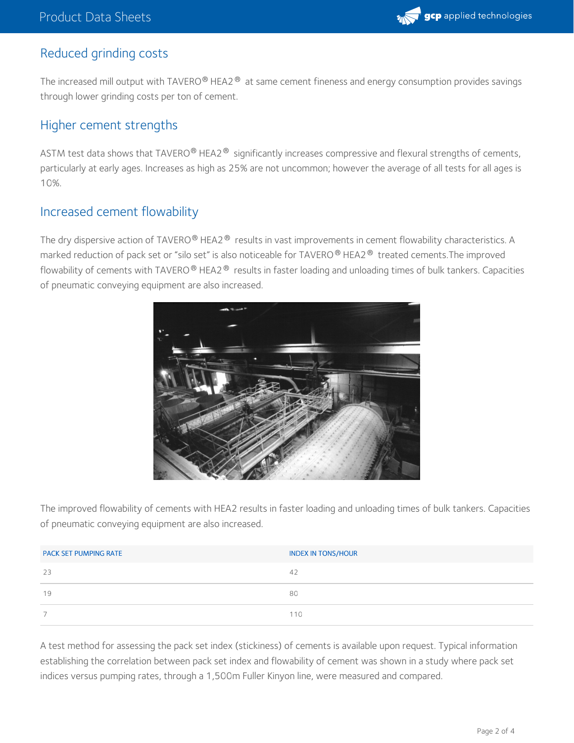## Reduced grinding costs

The increased mill output with TAVERO® HEA2® at same cement fineness and energy consumption provides savings through lower grinding costs per ton of cement.

## Higher cement strengths

ASTM test data shows that TAVERO® HEA2® significantly increases compressive and flexural strengths of cements, particularly at early ages. Increases as high as 25% are not uncommon; however the average of all tests for all ages is 10%.

## Increased cement flowability

The dry dispersive action of TAVERO® HEA2® results in vast improvements in cement flowability characteristics. A marked reduction of pack set or "silo set" is also noticeable for TAVERO® HEA2® treated cements.The improved flowability of cements with TAVERO® HEA2® results in faster loading and unloading times of bulk tankers. Capacities of pneumatic conveying equipment are also increased.

The improved flowability of cements with HEA2 results in faster loading and unloading times of bulk tankers. Capacities of pneumatic conveying equipment are also increased.

| PACK SET PUMPING RATE | INDEX IN TONS/HOUR |
| --- | --- |
| 23 | 42 |
| 19 | 80 |
| 7 | 110 |

A test method for assessing the pack set index (stickiness) of cements is available upon request. Typical information establishing the correlation between pack set index and flowability of cement was shown in a study where pack set indices versus pumping rates, through a 1,500m Fuller Kinyon line, were measured and compared.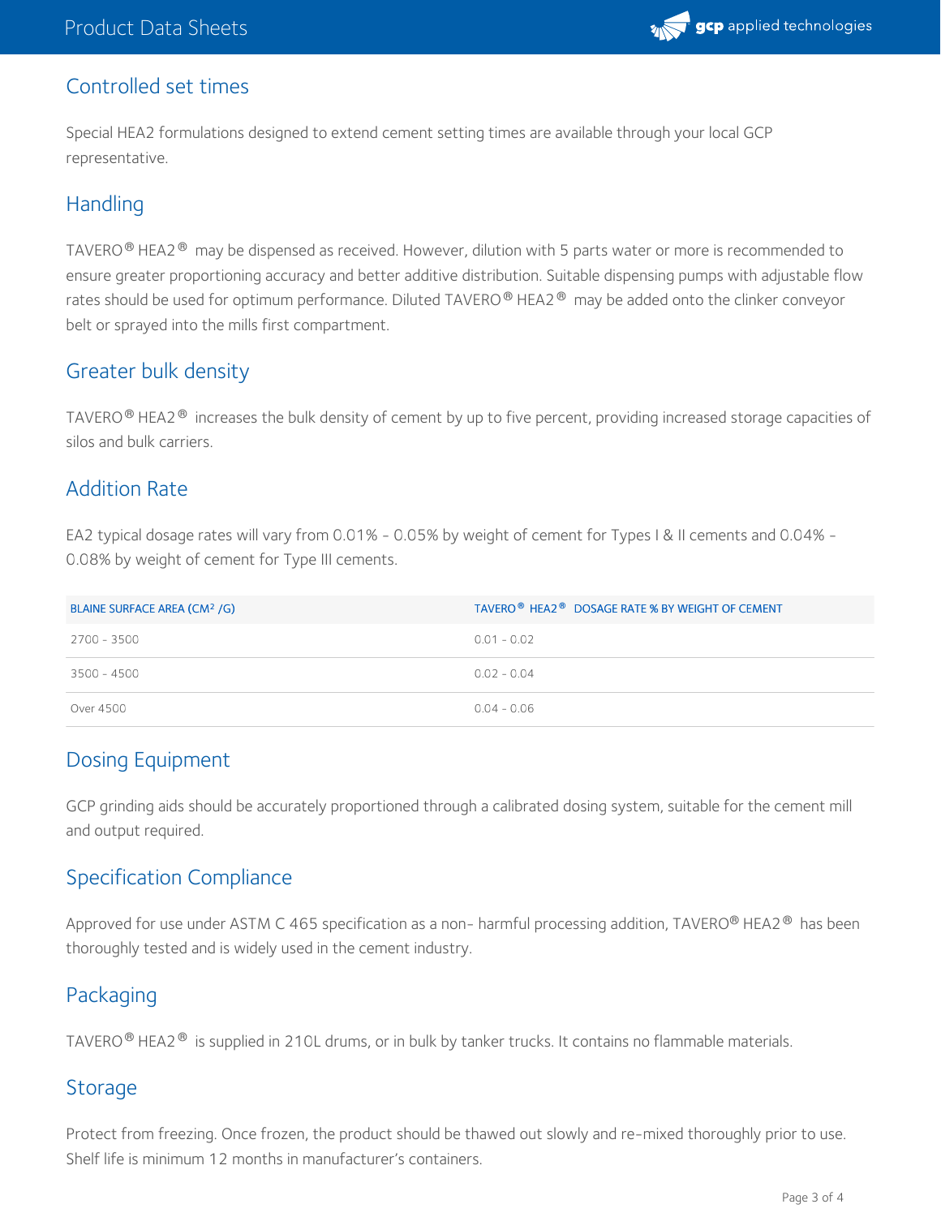## Controlled set times

Special HEA2 formulations designed to extend cement setting times are available through your local GCP representative.

## Handling

TAVERO® HEA2® may be dispensed as received. However, dilution with 5 parts water or more is recommended to ensure greater proportioning accuracy and better additive distribution. Suitable dispensing pumps with adjustable flow rates should be used for optimum performance. Diluted TAVERO® HEA2® may be added onto the clinker conveyor belt or sprayed into the mills first compartment.

## Greater bulk density

TAVERO® HEA2® increases the bulk density of cement by up to five percent, providing increased storage capacities of silos and bulk carriers.

## Addition Rate

EA2 typical dosage rates will vary from 0.01% - 0.05% by weight of cement for Types I & II cements and 0.04% - 0.08% by weight of cement for Type III cements.

| BLAINE SURFACE AREA ($CM^2$ /G) | TAVERO® HEA2® DOSAGE RATE % BY WEIGHT OF CEMENT |
| --- | --- |
| 2700 - 3500 | 0.01 - 0.02 |
| 3500 - 4500 | 0.02 - 0.04 |
| Over 4500 | 0.04 - 0.06 |

## Dosing Equipment

GCP grinding aids should be accurately proportioned through a calibrated dosing system, suitable for the cement mill and output required.

## Specification Compliance

Approved for use under ASTM C 465 specification as a non- harmful processing addition, TAVERO® HEA2® has been thoroughly tested and is widely used in the cement industry.

## Packaging

TAVERO® HEA2® is supplied in 210L drums, or in bulk by tanker trucks. It contains no flammable materials.

## Storage

Protect from freezing. Once frozen, the product should be thawed out slowly and re-mixed thoroughly prior to use. Shelf life is minimum 12 months in manufacturer's containers.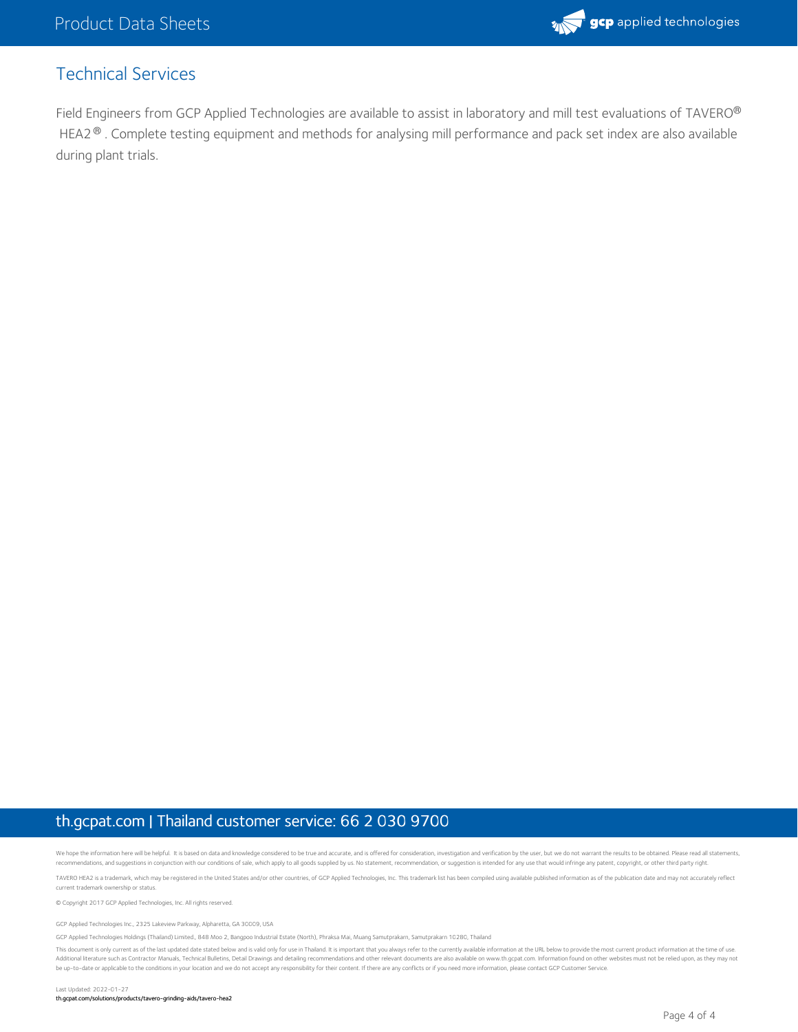## Technical Services

Field Engineers from GCP Applied Technologies are available to assist in laboratory and mill test evaluations of TAVERO® HEA2®. Complete testing equipment and methods for analysing mill performance and pack set index are also available during plant trials.

**th.gcpat.com | Thailand customer service: 66 2 030 9700**

We hope the information here will be helpful. It is based on data and knowledge considered to be true and accurate, and is offered for consideration, investigation and verification by the user, but we do not warrant the results to be obtained. Please read all statements, recommendations, and suggestions in conjunction with our conditions of sale, which apply to all goods supplied by us. No statement, recommendation, or suggestion is intended for any use that would infringe any patent, copyright, or other third party right.

TAVERO HEA2 is a trademark, which may be registered in the United States and/or other countries, of GCP Applied Technologies, Inc. This trademark list has been compiled using available published information as of the publication date and may not accurately reflect current trademark ownership or status.

© Copyright 2017 GCP Applied Technologies, Inc. All rights reserved.

GCP Applied Technologies Inc., 2325 Lakeview Parkway, Alpharetta, GA 30009, USA

GCP Applied Technologies Holdings (Thailand) Limited., 848 Moo 2, Bangpoo Industrial Estate (North), Phraksa Mai, Muang Samutprakarn, Samutprakarn 10280, Thailand

This document is only current as of the last updated date stated below and is valid only for use in Thailand. It is important that you always refer to the currently available information at the URL below to provide the most current product information at the time of use. Additional literature such as Contractor Manuals, Technical Bulletins, Detail Drawings and detailing recommendations and other relevant documents are also available on www.th.gcpat.com. Information found on other websites must not be relied upon, as they may not be up-to-date or applicable to the conditions in your location and we do not accept any responsibility for their content. If there are any conflicts or if you need more information, please contact GCP Customer Service.

Last Updated: 2022-01-27

th.gcpat.com/solutions/products/tavero-grinding-aids/tavero-hea2